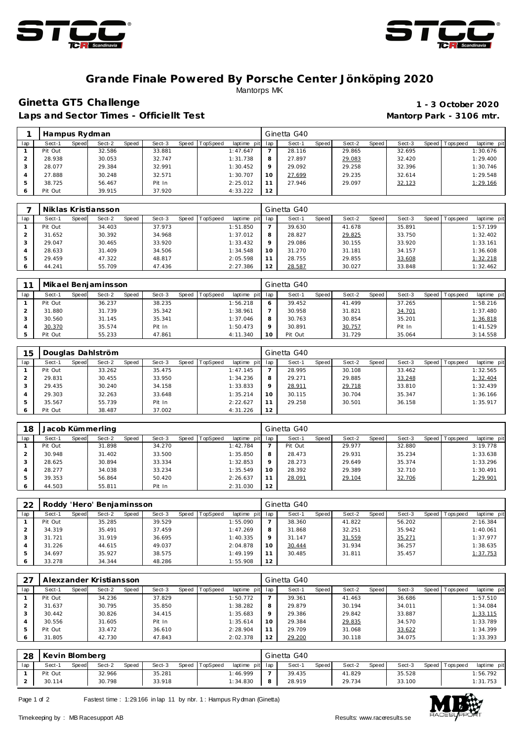# Grande Finale Powered By Porsche Center Jönköping 2020

Mantorps MK

## Ginetta GT5 Challenge

**1 - 3 October 2020**

**Laps and Sector Times - Officiellt Test**

**Mantorp Park - 3106 mtr.**

| 1 | Hampus Rydman | | | | | | | | Ginetta G40 | | | | | | | | |
|---|---|---|---|---|---|---|---|---|---|---|---|---|---|---|---|---|---|
| lap | Sect-1 | Speed | Sect-2 | Speed | Sect-3 | Speed | TopSpeed | laptime pit | lap | Sect-1 | Speed | Sect-2 | Speed | Sect-3 | Speed | Topspeed | laptime pit |
| 1 | Pit Out | | 32.586 | | 33.881 | | | 1:47.647 | 7 | 28.116 | | 29.865 | | 32.695 | | | 1:30.676 |
| 2 | 28.938 | | 30.053 | | 32.747 | | | 1:31.738 | 8 | 27.897 | | 29.083 | | 32.420 | | | 1:29.400 |
| 3 | 28.077 | | 29.384 | | 32.991 | | | 1:30.452 | 9 | 29.092 | | 29.258 | | 32.396 | | | 1:30.746 |
| 4 | 27.888 | | 30.248 | | 32.571 | | | 1:30.707 | 10 | 27.699 | | 29.235 | | 32.614 | | | 1:29.548 |
| 5 | 38.725 | | 56.467 | | Pit In | | | 2:25.012 | 11 | 27.946 | | 29.097 | | 32.123 | | | 1:29.166 |
| 6 | Pit Out | | 39.915 | | 37.920 | | | 4:33.222 | 12 | | | | | | | | |

| 7 | Niklas Kristiansson | | | | | | | | Ginetta G40 | | | | | | | | |
|---|---|---|---|---|---|---|---|---|---|---|---|---|---|---|---|---|---|
| lap | Sect-1 | Speed | Sect-2 | Speed | Sect-3 | Speed | TopSpeed | laptime pit | lap | Sect-1 | Speed | Sect-2 | Speed | Sect-3 | Speed | Topspeed | laptime pit |
| 1 | Pit Out | | 34.403 | | 37.973 | | | 1:51.850 | 7 | 39.630 | | 41.678 | | 35.891 | | | 1:57.199 |
| 2 | 31.652 | | 30.392 | | 34.968 | | | 1:37.012 | 8 | 28.827 | | 29.825 | | 33.750 | | | 1:32.402 |
| 3 | 29.047 | | 30.465 | | 33.920 | | | 1:33.432 | 9 | 29.086 | | 30.155 | | 33.920 | | | 1:33.161 |
| 4 | 28.633 | | 31.409 | | 34.506 | | | 1:34.548 | 10 | 31.270 | | 31.181 | | 34.157 | | | 1:36.608 |
| 5 | 29.459 | | 47.322 | | 48.817 | | | 2:05.598 | 11 | 28.755 | | 29.855 | | 33.608 | | | 1:32.218 |
| 6 | 44.241 | | 55.709 | | 47.436 | | | 2:27.386 | 12 | 28.587 | | 30.027 | | 33.848 | | | 1:32.462 |

| 11 | Mikael Benjaminsson | | | | | | | | Ginetta G40 | | | | | | | | |
|---|---|---|---|---|---|---|---|---|---|---|---|---|---|---|---|---|---|
| lap | Sect-1 | Speed | Sect-2 | Speed | Sect-3 | Speed | TopSpeed | laptime pit | lap | Sect-1 | Speed | Sect-2 | Speed | Sect-3 | Speed | Topspeed | laptime pit |
| 1 | Pit Out | | 36.237 | | 38.235 | | | 1:56.218 | 6 | 39.452 | | 41.499 | | 37.265 | | | 1:58.216 |
| 2 | 31.880 | | 31.739 | | 35.342 | | | 1:38.961 | 7 | 30.958 | | 31.821 | | 34.701 | | | 1:37.480 |
| 3 | 30.560 | | 31.145 | | 35.341 | | | 1:37.046 | 8 | 30.763 | | 30.854 | | 35.201 | | | 1:36.818 |
| 4 | 30.370 | | 35.574 | | Pit In | | | 1:50.473 | 9 | 30.891 | | 30.757 | | Pit In | | | 1:41.529 |
| 5 | Pit Out | | 55.233 | | 47.861 | | | 4:11.340 | 10 | Pit Out | | 31.729 | | 35.064 | | | 3:14.558 |

| 15 | Douglas Dahlström | | | | | | | | Ginetta G40 | | | | | | | | |
|---|---|---|---|---|---|---|---|---|---|---|---|---|---|---|---|---|---|
| lap | Sect-1 | Speed | Sect-2 | Speed | Sect-3 | Speed | TopSpeed | laptime pit | lap | Sect-1 | Speed | Sect-2 | Speed | Sect-3 | Speed | Topspeed | laptime pit |
| 1 | Pit Out | | 33.262 | | 35.475 | | | 1:47.145 | 7 | 28.995 | | 30.108 | | 33.462 | | | 1:32.565 |
| 2 | 29.831 | | 30.455 | | 33.950 | | | 1:34.236 | 8 | 29.271 | | 29.885 | | 33.248 | | | 1:32.404 |
| 3 | 29.435 | | 30.240 | | 34.158 | | | 1:33.833 | 9 | 28.911 | | 29.718 | | 33.810 | | | 1:32.439 |
| 4 | 29.303 | | 32.263 | | 33.648 | | | 1:35.214 | 10 | 30.115 | | 30.704 | | 35.347 | | | 1:36.166 |
| 5 | 35.567 | | 55.739 | | Pit In | | | 2:22.627 | 11 | 29.258 | | 30.501 | | 36.158 | | | 1:35.917 |
| 6 | Pit Out | | 38.487 | | 37.002 | | | 4:31.226 | 12 | | | | | | | | |

| 18 | Jacob Kümmerling | | | | | | | | Ginetta G40 | | | | | | | | |
|---|---|---|---|---|---|---|---|---|---|---|---|---|---|---|---|---|---|
| lap | Sect-1 | Speed | Sect-2 | Speed | Sect-3 | Speed | TopSpeed | laptime pit | lap | Sect-1 | Speed | Sect-2 | Speed | Sect-3 | Speed | Topspeed | laptime pit |
| 1 | Pit Out | | 31.898 | | 34.270 | | | 1:42.784 | 7 | Pit Out | | 29.977 | | 32.880 | | | 3:19.778 |
| 2 | 30.948 | | 31.402 | | 33.500 | | | 1:35.850 | 8 | 28.473 | | 29.931 | | 35.234 | | | 1:33.638 |
| 3 | 28.625 | | 30.894 | | 33.334 | | | 1:32.853 | 9 | 28.273 | | 29.649 | | 35.374 | | | 1:33.296 |
| 4 | 28.277 | | 34.038 | | 33.234 | | | 1:35.549 | 10 | 28.392 | | 29.389 | | 32.710 | | | 1:30.491 |
| 5 | 39.353 | | 56.864 | | 50.420 | | | 2:26.637 | 11 | 28.091 | | 29.104 | | 32.706 | | | 1:29.901 |
| 6 | 44.503 | | 55.811 | | Pit In | | | 2:31.030 | 12 | | | | | | | | |

| 22 | Roddy 'Hero' Benjaminsson | | | | | | | | Ginetta G40 | | | | | | | | |
|---|---|---|---|---|---|---|---|---|---|---|---|---|---|---|---|---|---|
| lap | Sect-1 | Speed | Sect-2 | Speed | Sect-3 | Speed | TopSpeed | laptime pit | lap | Sect-1 | Speed | Sect-2 | Speed | Sect-3 | Speed | Topspeed | laptime pit |
| 1 | Pit Out | | 35.285 | | 39.529 | | | 1:55.090 | 7 | 38.360 | | 41.822 | | 56.202 | | | 2:16.384 |
| 2 | 34.319 | | 35.491 | | 37.459 | | | 1:47.269 | 8 | 31.868 | | 32.251 | | 35.942 | | | 1:40.061 |
| 3 | 31.721 | | 31.919 | | 36.695 | | | 1:40.335 | 9 | 31.147 | | 31.559 | | 35.271 | | | 1:37.977 |
| 4 | 31.226 | | 44.615 | | 49.037 | | | 2:04.878 | 10 | 30.444 | | 31.934 | | 36.257 | | | 1:38.635 |
| 5 | 34.697 | | 35.927 | | 38.575 | | | 1:49.199 | 11 | 30.485 | | 31.811 | | 35.457 | | | 1:37.753 |
| 6 | 33.278 | | 34.344 | | 48.286 | | | 1:55.908 | 12 | | | | | | | | |

| 27 | Alexzander Kristiansson | | | | | | | | Ginetta G40 | | | | | | | | |
|---|---|---|---|---|---|---|---|---|---|---|---|---|---|---|---|---|---|
| lap | Sect-1 | Speed | Sect-2 | Speed | Sect-3 | Speed | TopSpeed | laptime pit | lap | Sect-1 | Speed | Sect-2 | Speed | Sect-3 | Speed | Topspeed | laptime pit |
| 1 | Pit Out | | 34.236 | | 37.829 | | | 1:50.772 | 7 | 39.361 | | 41.463 | | 36.686 | | | 1:57.510 |
| 2 | 31.637 | | 30.795 | | 35.850 | | | 1:38.282 | 8 | 29.879 | | 30.194 | | 34.011 | | | 1:34.084 |
| 3 | 30.442 | | 30.826 | | 34.415 | | | 1:35.683 | 9 | 29.386 | | 29.842 | | 33.887 | | | 1:33.115 |
| 4 | 30.556 | | 31.605 | | Pit In | | | 1:35.614 | 10 | 29.384 | | 29.835 | | 34.570 | | | 1:33.789 |
| 5 | Pit Out | | 33.472 | | 36.610 | | | 2:28.904 | 11 | 29.709 | | 31.068 | | 33.622 | | | 1:34.399 |
| 6 | 31.805 | | 42.730 | | 47.843 | | | 2:02.378 | 12 | 29.200 | | 30.118 | | 34.075 | | | 1:33.393 |

| 28 | Kevin Blomberg | | | | | | | | Ginetta G40 | | | | | | | | |
|---|---|---|---|---|---|---|---|---|---|---|---|---|---|---|---|---|---|
| lap | Sect-1 | Speed | Sect-2 | Speed | Sect-3 | Speed | TopSpeed | laptime pit | lap | Sect-1 | Speed | Sect-2 | Speed | Sect-3 | Speed | Topspeed | laptime pit |
| 1 | Pit Out | | 32.966 | | 35.281 | | | 1:46.999 | 7 | 39.435 | | 41.829 | | 35.528 | | | 1:56.792 |
| 2 | 30.114 | | 30.798 | | 33.918 | | | 1:34.830 | 8 | 28.919 | | 29.734 | | 33.100 | | | 1:31.753 |

Fastest time : 1:29.166 in lap 11 by nbr. 1 : Hampus Rydman (Ginetta)

Timekeeping by : MB Racesupport AB

Results: www.raceresults.se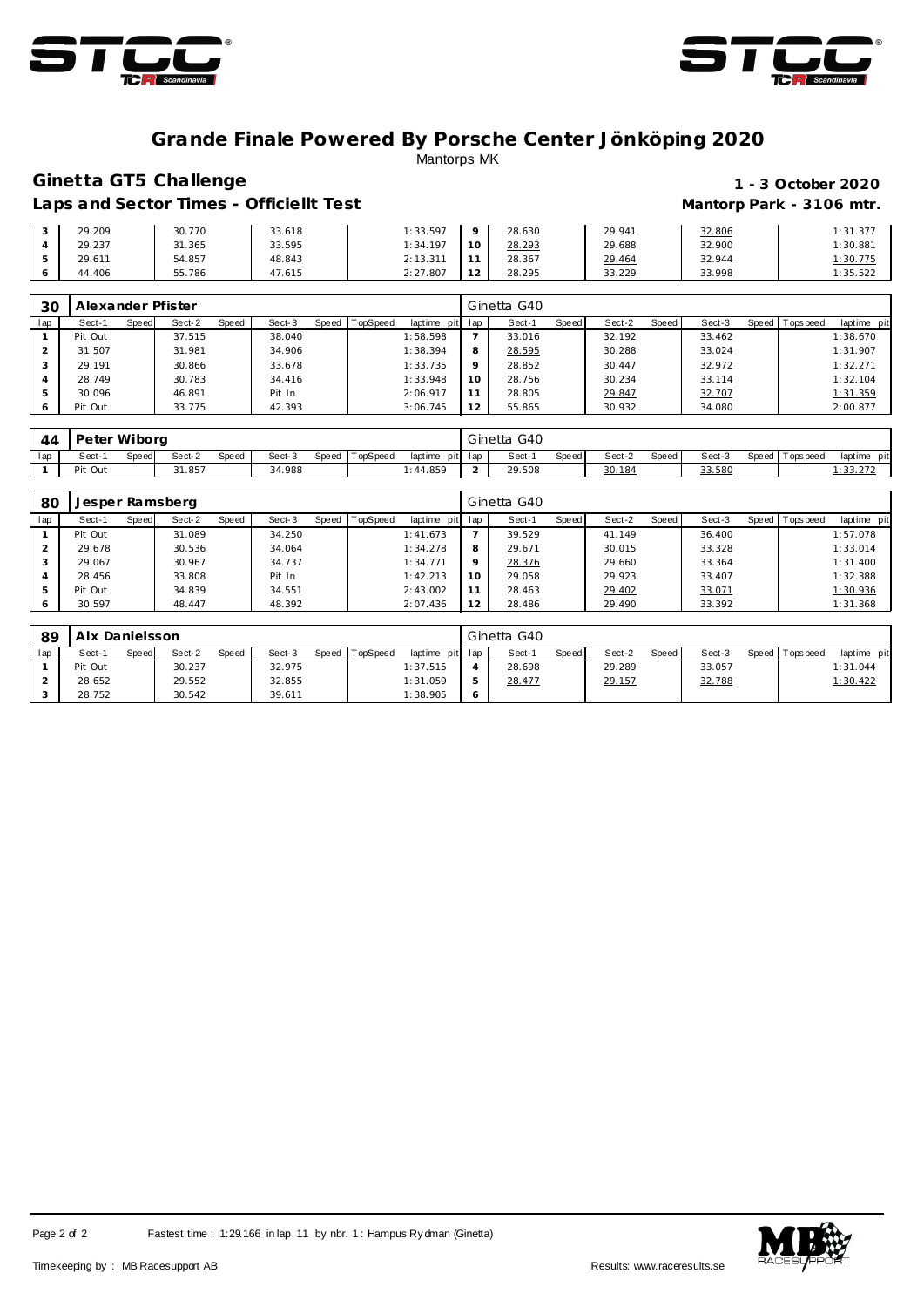# Grande Finale Powered By Porsche Center Jönköping 2020

Mantorps MK

## Ginetta GT5 Challenge

**1 - 3 October 2020**

**Laps and Sector Times - Officiellt Test**

**Mantorp Park - 3106 mtr.**

| lap | Sect-1 | Speed | Sect-2 | Speed | Sect-3 | Speed | TopSpeed | laptime pit | lap | Sect-1 | Speed | Sect-2 | Speed | Sect-3 | Speed | Topspeed | laptime pit |
|---|---|---|---|---|---|---|---|---|---|---|---|---|---|---|---|---|---|
| 3 | 29.209 | | 30.770 | | 33.618 | | | 1:33.597 | 9 | 28.630 | | 29.941 | | 32.806 | | | 1:31.377 |
| 4 | 29.237 | | 31.365 | | 33.595 | | | 1:34.197 | 10 | 28.293 | | 29.688 | | 32.900 | | | 1:30.881 |
| 5 | 29.611 | | 54.857 | | 48.843 | | | 2:13.311 | 11 | 28.367 | | 29.464 | | 32.944 | | | 1:30.775 |
| 6 | 44.406 | | 55.786 | | 47.615 | | | 2:27.807 | 12 | 28.295 | | 33.229 | | 33.998 | | | 1:35.522 |

### 30 Alexander Pfister — Ginetta G40

| lap | Sect-1 | Speed | Sect-2 | Speed | Sect-3 | Speed | TopSpeed | laptime pit | lap | Sect-1 | Speed | Sect-2 | Speed | Sect-3 | Speed | Topspeed | laptime pit |
|---|---|---|---|---|---|---|---|---|---|---|---|---|---|---|---|---|---|
| 1 | Pit Out | | 37.515 | | 38.040 | | | 1:58.598 | 7 | 33.016 | | 32.192 | | 33.462 | | | 1:38.670 |
| 2 | 31.507 | | 31.981 | | 34.906 | | | 1:38.394 | 8 | 28.595 | | 30.288 | | 33.024 | | | 1:31.907 |
| 3 | 29.191 | | 30.866 | | 33.678 | | | 1:33.735 | 9 | 28.852 | | 30.447 | | 32.972 | | | 1:32.271 |
| 4 | 28.749 | | 30.783 | | 34.416 | | | 1:33.948 | 10 | 28.756 | | 30.234 | | 33.114 | | | 1:32.104 |
| 5 | 30.096 | | 46.891 | | Pit In | | | 2:06.917 | 11 | 28.805 | | 29.847 | | 32.707 | | | 1:31.359 |
| 6 | Pit Out | | 33.775 | | 42.393 | | | 3:06.745 | 12 | 55.865 | | 30.932 | | 34.080 | | | 2:00.877 |

### 44 Peter Wiborg — Ginetta G40

| lap | Sect-1 | Speed | Sect-2 | Speed | Sect-3 | Speed | TopSpeed | laptime pit | lap | Sect-1 | Speed | Sect-2 | Speed | Sect-3 | Speed | Topspeed | laptime pit |
|---|---|---|---|---|---|---|---|---|---|---|---|---|---|---|---|---|---|
| 1 | Pit Out | | 31.857 | | 34.988 | | | 1:44.859 | 2 | 29.508 | | 30.184 | | 33.580 | | | 1:33.272 |

### 80 Jesper Ramsberg — Ginetta G40

| lap | Sect-1 | Speed | Sect-2 | Speed | Sect-3 | Speed | TopSpeed | laptime pit | lap | Sect-1 | Speed | Sect-2 | Speed | Sect-3 | Speed | Topspeed | laptime pit |
|---|---|---|---|---|---|---|---|---|---|---|---|---|---|---|---|---|---|
| 1 | Pit Out | | 31.089 | | 34.250 | | | 1:41.673 | 7 | 39.529 | | 41.149 | | 36.400 | | | 1:57.078 |
| 2 | 29.678 | | 30.536 | | 34.064 | | | 1:34.278 | 8 | 29.671 | | 30.015 | | 33.328 | | | 1:33.014 |
| 3 | 29.067 | | 30.967 | | 34.737 | | | 1:34.771 | 9 | 28.376 | | 29.660 | | 33.364 | | | 1:31.400 |
| 4 | 28.456 | | 33.808 | | Pit In | | | 1:42.213 | 10 | 29.058 | | 29.923 | | 33.407 | | | 1:32.388 |
| 5 | Pit Out | | 34.839 | | 34.551 | | | 2:43.002 | 11 | 28.463 | | 29.402 | | 33.071 | | | 1:30.936 |
| 6 | 30.597 | | 48.447 | | 48.392 | | | 2:07.436 | 12 | 28.486 | | 29.490 | | 33.392 | | | 1:31.368 |

### 89 Alx Danielsson — Ginetta G40

| lap | Sect-1 | Speed | Sect-2 | Speed | Sect-3 | Speed | TopSpeed | laptime pit | lap | Sect-1 | Speed | Sect-2 | Speed | Sect-3 | Speed | Topspeed | laptime pit |
|---|---|---|---|---|---|---|---|---|---|---|---|---|---|---|---|---|---|
| 1 | Pit Out | | 30.237 | | 32.975 | | | 1:37.515 | 4 | 28.698 | | 29.289 | | 33.057 | | | 1:31.044 |
| 2 | 28.652 | | 29.552 | | 32.855 | | | 1:31.059 | 5 | 28.477 | | 29.157 | | 32.788 | | | 1:30.422 |
| 3 | 28.752 | | 30.542 | | 39.611 | | | 1:38.905 | 6 | | | | | | | | |

Fastest time : 1:29.166 in lap 11 by nbr. 1 : Hampus Rydman (Ginetta)

Timekeeping by : MB Racesupport AB

Results: www.raceresults.se